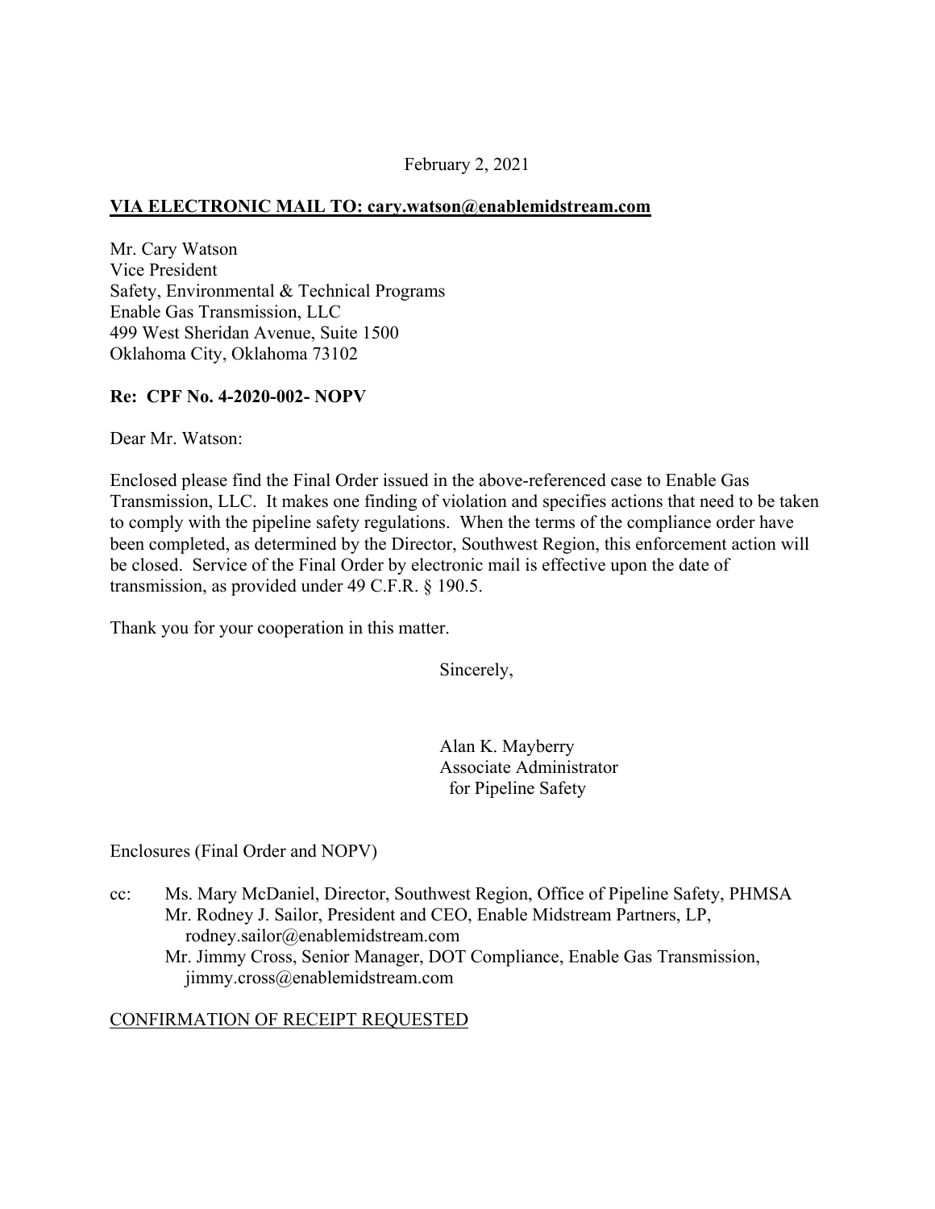February 2, 2021

**VIA ELECTRONIC MAIL TO: cary.watson@enablemidstream.com**

Mr. Cary Watson
Vice President
Safety, Environmental & Technical Programs
Enable Gas Transmission, LLC
499 West Sheridan Avenue, Suite 1500
Oklahoma City, Oklahoma 73102

**Re: CPF No. 4-2020-002- NOPV**

Dear Mr. Watson:

Enclosed please find the Final Order issued in the above-referenced case to Enable Gas Transmission, LLC. It makes one finding of violation and specifies actions that need to be taken to comply with the pipeline safety regulations. When the terms of the compliance order have been completed, as determined by the Director, Southwest Region, this enforcement action will be closed. Service of the Final Order by electronic mail is effective upon the date of transmission, as provided under 49 C.F.R. § 190.5.

Thank you for your cooperation in this matter.

Sincerely,

Alan K. Mayberry
Associate Administrator
for Pipeline Safety

Enclosures (Final Order and NOPV)

cc: Ms. Mary McDaniel, Director, Southwest Region, Office of Pipeline Safety, PHMSA
Mr. Rodney J. Sailor, President and CEO, Enable Midstream Partners, LP, rodney.sailor@enablemidstream.com
Mr. Jimmy Cross, Senior Manager, DOT Compliance, Enable Gas Transmission, jimmy.cross@enablemidstream.com

CONFIRMATION OF RECEIPT REQUESTED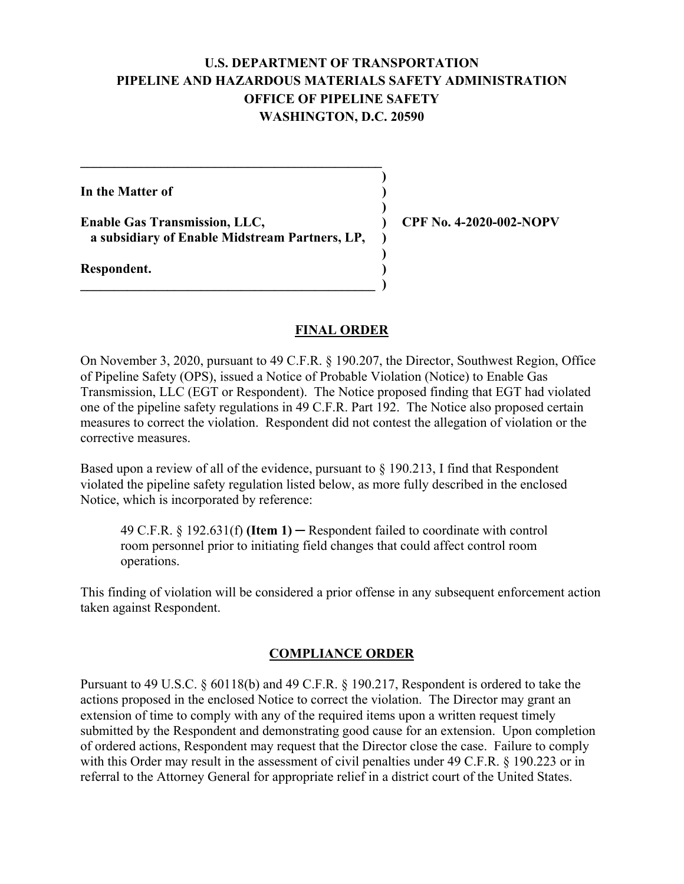**U.S. DEPARTMENT OF TRANSPORTATION**
**PIPELINE AND HAZARDOUS MATERIALS SAFETY ADMINISTRATION**
**OFFICE OF PIPELINE SAFETY**
**WASHINGTON, D.C. 20590**

**In the Matter of**

**Enable Gas Transmission, LLC,**
**a subsidiary of Enable Midstream Partners, LP,**

**Respondent.**

**CPF No. 4-2020-002-NOPV**

## FINAL ORDER

On November 3, 2020, pursuant to 49 C.F.R. § 190.207, the Director, Southwest Region, Office of Pipeline Safety (OPS), issued a Notice of Probable Violation (Notice) to Enable Gas Transmission, LLC (EGT or Respondent). The Notice proposed finding that EGT had violated one of the pipeline safety regulations in 49 C.F.R. Part 192. The Notice also proposed certain measures to correct the violation. Respondent did not contest the allegation of violation or the corrective measures.

Based upon a review of all of the evidence, pursuant to § 190.213, I find that Respondent violated the pipeline safety regulation listed below, as more fully described in the enclosed Notice, which is incorporated by reference:

> 49 C.F.R. § 192.631(f) **(Item 1)** ─ Respondent failed to coordinate with control room personnel prior to initiating field changes that could affect control room operations.

This finding of violation will be considered a prior offense in any subsequent enforcement action taken against Respondent.

## COMPLIANCE ORDER

Pursuant to 49 U.S.C. § 60118(b) and 49 C.F.R. § 190.217, Respondent is ordered to take the actions proposed in the enclosed Notice to correct the violation. The Director may grant an extension of time to comply with any of the required items upon a written request timely submitted by the Respondent and demonstrating good cause for an extension. Upon completion of ordered actions, Respondent may request that the Director close the case. Failure to comply with this Order may result in the assessment of civil penalties under 49 C.F.R. § 190.223 or in referral to the Attorney General for appropriate relief in a district court of the United States.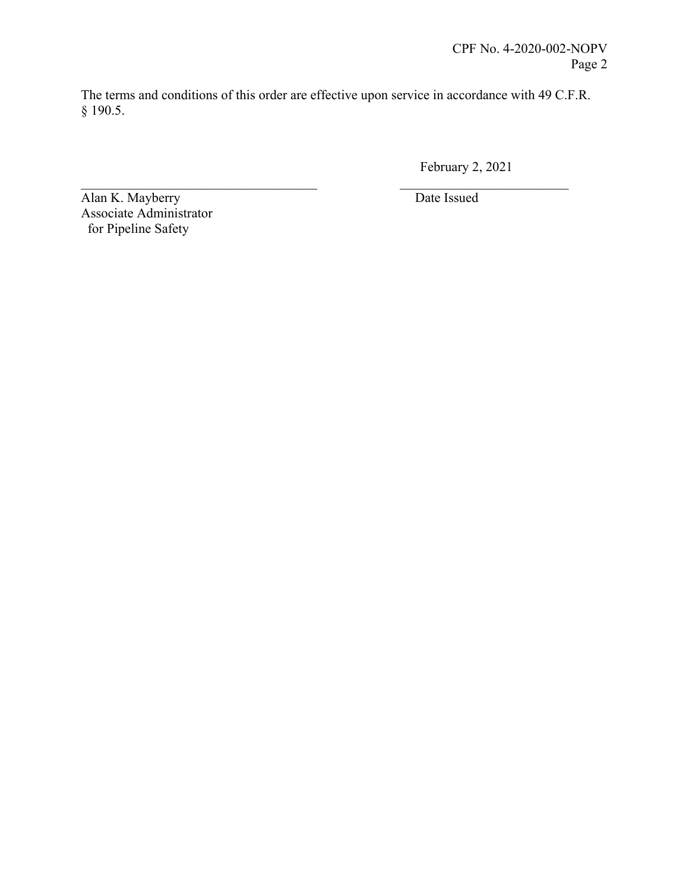The terms and conditions of this order are effective upon service in accordance with 49 C.F.R. § 190.5.

February 2, 2021

\_\_\_\_\_\_\_\_\_\_\_\_\_\_\_\_\_\_\_\_\_\_\_\_\_\_\_\_\_\_\_\_\_\_ \_\_\_\_\_\_\_\_\_\_\_\_\_\_\_\_\_\_\_\_\_\_\_\_\_\_

Alan K. Mayberry
Associate Administrator
for Pipeline Safety

Date Issued